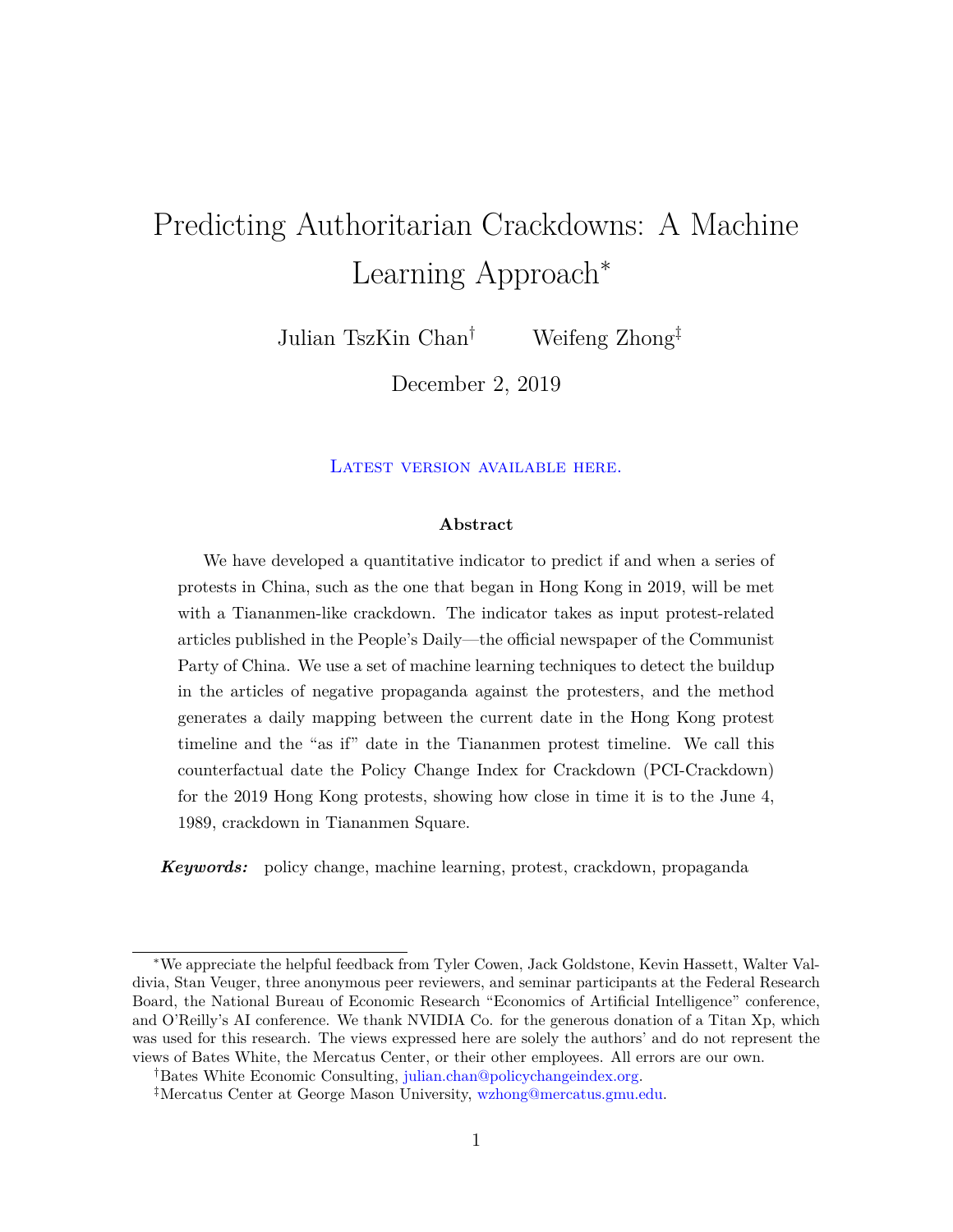# Predicting Authoritarian Crackdowns: A Machine Learning Approach*

Julian TszKin Chan† Weifeng Zhong‡

December 2, 2019

Latest version available here.

### Abstract

We have developed a quantitative indicator to predict if and when a series of protests in China, such as the one that began in Hong Kong in 2019, will be met with a Tiananmen-like crackdown. The indicator takes as input protest-related articles published in the People's Daily—the official newspaper of the Communist Party of China. We use a set of machine learning techniques to detect the buildup in the articles of negative propaganda against the protesters, and the method generates a daily mapping between the current date in the Hong Kong protest timeline and the "as if" date in the Tiananmen protest timeline. We call this counterfactual date the Policy Change Index for Crackdown (PCI-Crackdown) for the 2019 Hong Kong protests, showing how close in time it is to the June 4, 1989, crackdown in Tiananmen Square.

***Keywords:*** policy change, machine learning, protest, crackdown, propaganda

---

*We appreciate the helpful feedback from Tyler Cowen, Jack Goldstone, Kevin Hassett, Walter Valdivia, Stan Veuger, three anonymous peer reviewers, and seminar participants at the Federal Research Board, the National Bureau of Economic Research "Economics of Artificial Intelligence" conference, and O'Reilly's AI conference. We thank NVIDIA Co. for the generous donation of a Titan Xp, which was used for this research. The views expressed here are solely the authors' and do not represent the views of Bates White, the Mercatus Center, or their other employees. All errors are our own.

†Bates White Economic Consulting, julian.chan@policychangeindex.org.

‡Mercatus Center at George Mason University, wzhong@mercatus.gmu.edu.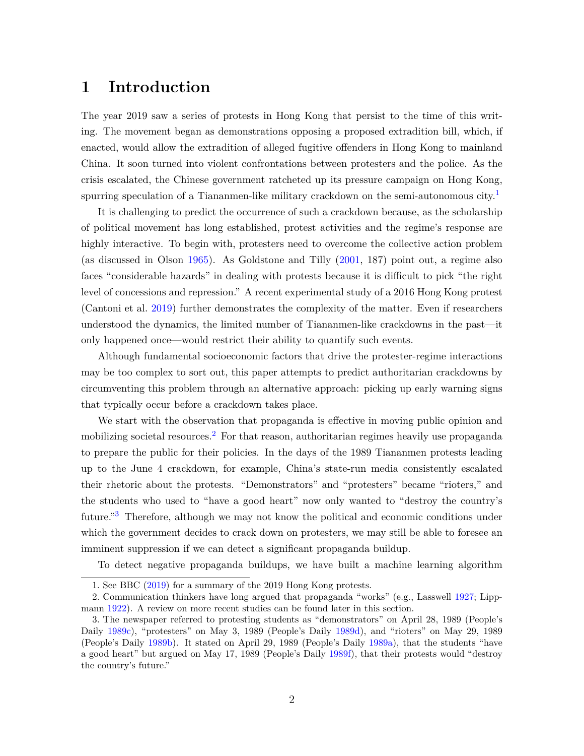# 1 Introduction

The year 2019 saw a series of protests in Hong Kong that persist to the time of this writing. The movement began as demonstrations opposing a proposed extradition bill, which, if enacted, would allow the extradition of alleged fugitive offenders in Hong Kong to mainland China. It soon turned into violent confrontations between protesters and the police. As the crisis escalated, the Chinese government ratcheted up its pressure campaign on Hong Kong, spurring speculation of a Tiananmen-like military crackdown on the semi-autonomous city.[1]

It is challenging to predict the occurrence of such a crackdown because, as the scholarship of political movement has long established, protest activities and the regime's response are highly interactive. To begin with, protesters need to overcome the collective action problem (as discussed in Olson 1965). As Goldstone and Tilly (2001, 187) point out, a regime also faces "considerable hazards" in dealing with protests because it is difficult to pick "the right level of concessions and repression." A recent experimental study of a 2016 Hong Kong protest (Cantoni et al. 2019) further demonstrates the complexity of the matter. Even if researchers understood the dynamics, the limited number of Tiananmen-like crackdowns in the past—it only happened once—would restrict their ability to quantify such events.

Although fundamental socioeconomic factors that drive the protester-regime interactions may be too complex to sort out, this paper attempts to predict authoritarian crackdowns by circumventing this problem through an alternative approach: picking up early warning signs that typically occur before a crackdown takes place.

We start with the observation that propaganda is effective in moving public opinion and mobilizing societal resources.[2] For that reason, authoritarian regimes heavily use propaganda to prepare the public for their policies. In the days of the 1989 Tiananmen protests leading up to the June 4 crackdown, for example, China's state-run media consistently escalated their rhetoric about the protests. "Demonstrators" and "protesters" became "rioters," and the students who used to "have a good heart" now only wanted to "destroy the country's future."[3] Therefore, although we may not know the political and economic conditions under which the government decides to crack down on protesters, we may still be able to foresee an imminent suppression if we can detect a significant propaganda buildup.

To detect negative propaganda buildups, we have built a machine learning algorithm

1. See BBC (2019) for a summary of the 2019 Hong Kong protests.

2. Communication thinkers have long argued that propaganda "works" (e.g., Lasswell 1927; Lippmann 1922). A review on more recent studies can be found later in this section.

3. The newspaper referred to protesting students as "demonstrators" on April 28, 1989 (People's Daily 1989c), "protesters" on May 3, 1989 (People's Daily 1989d), and "rioters" on May 29, 1989 (People's Daily 1989b). It stated on April 29, 1989 (People's Daily 1989a), that the students "have a good heart" but argued on May 17, 1989 (People's Daily 1989f), that their protests would "destroy the country's future."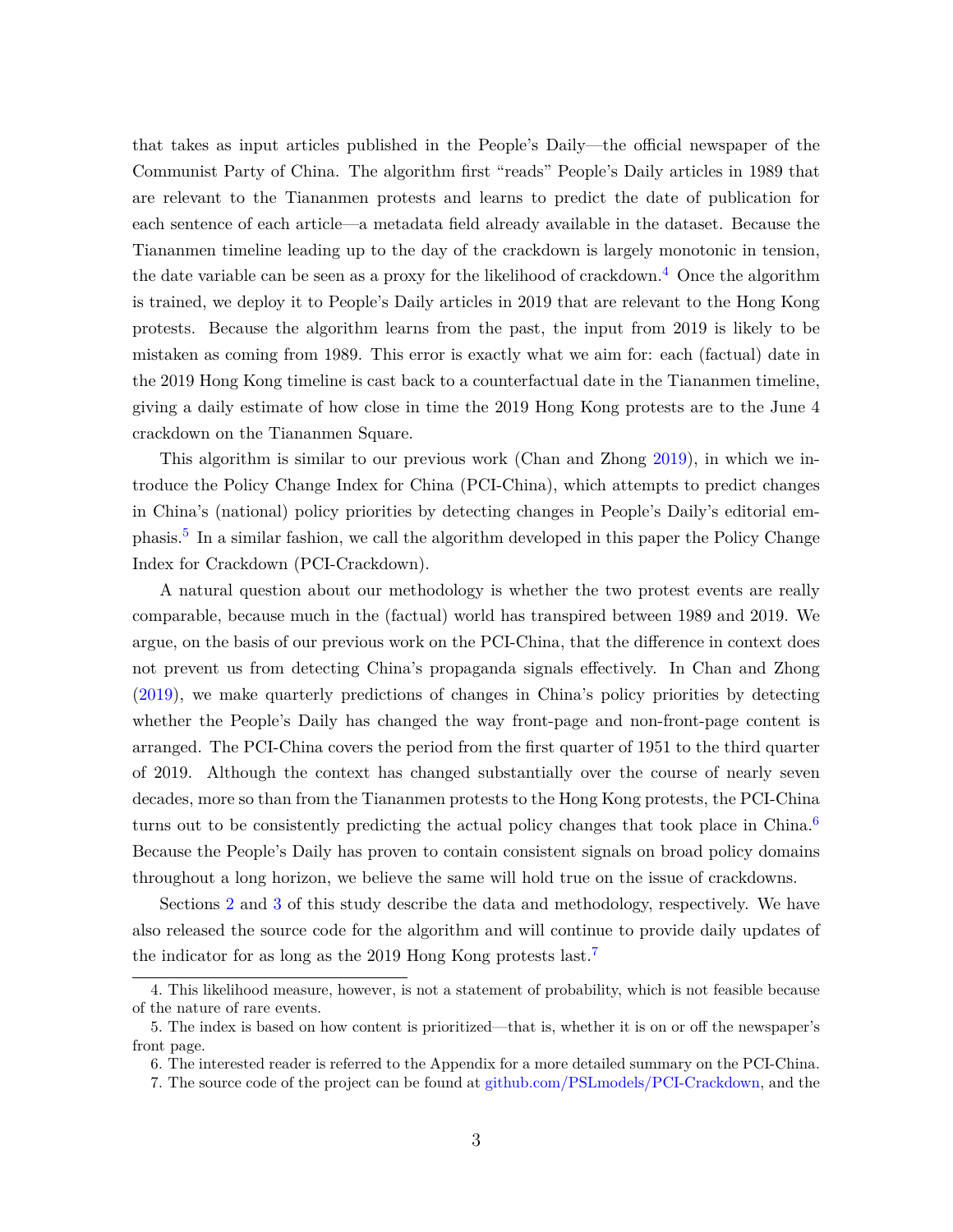that takes as input articles published in the People's Daily—the official newspaper of the Communist Party of China. The algorithm first "reads" People's Daily articles in 1989 that are relevant to the Tiananmen protests and learns to predict the date of publication for each sentence of each article—a metadata field already available in the dataset. Because the Tiananmen timeline leading up to the day of the crackdown is largely monotonic in tension, the date variable can be seen as a proxy for the likelihood of crackdown.[4] Once the algorithm is trained, we deploy it to People's Daily articles in 2019 that are relevant to the Hong Kong protests. Because the algorithm learns from the past, the input from 2019 is likely to be mistaken as coming from 1989. This error is exactly what we aim for: each (factual) date in the 2019 Hong Kong timeline is cast back to a counterfactual date in the Tiananmen timeline, giving a daily estimate of how close in time the 2019 Hong Kong protests are to the June 4 crackdown on the Tiananmen Square.

This algorithm is similar to our previous work (Chan and Zhong 2019), in which we introduce the Policy Change Index for China (PCI-China), which attempts to predict changes in China's (national) policy priorities by detecting changes in People's Daily's editorial emphasis.[5] In a similar fashion, we call the algorithm developed in this paper the Policy Change Index for Crackdown (PCI-Crackdown).

A natural question about our methodology is whether the two protest events are really comparable, because much in the (factual) world has transpired between 1989 and 2019. We argue, on the basis of our previous work on the PCI-China, that the difference in context does not prevent us from detecting China's propaganda signals effectively. In Chan and Zhong (2019), we make quarterly predictions of changes in China's policy priorities by detecting whether the People's Daily has changed the way front-page and non-front-page content is arranged. The PCI-China covers the period from the first quarter of 1951 to the third quarter of 2019. Although the context has changed substantially over the course of nearly seven decades, more so than from the Tiananmen protests to the Hong Kong protests, the PCI-China turns out to be consistently predicting the actual policy changes that took place in China.[6] Because the People's Daily has proven to contain consistent signals on broad policy domains throughout a long horizon, we believe the same will hold true on the issue of crackdowns.

Sections 2 and 3 of this study describe the data and methodology, respectively. We have also released the source code for the algorithm and will continue to provide daily updates of the indicator for as long as the 2019 Hong Kong protests last.[7]

---

4. This likelihood measure, however, is not a statement of probability, which is not feasible because of the nature of rare events.

5. The index is based on how content is prioritized—that is, whether it is on or off the newspaper's front page.

6. The interested reader is referred to the Appendix for a more detailed summary on the PCI-China.

7. The source code of the project can be found at github.com/PSLmodels/PCI-Crackdown, and the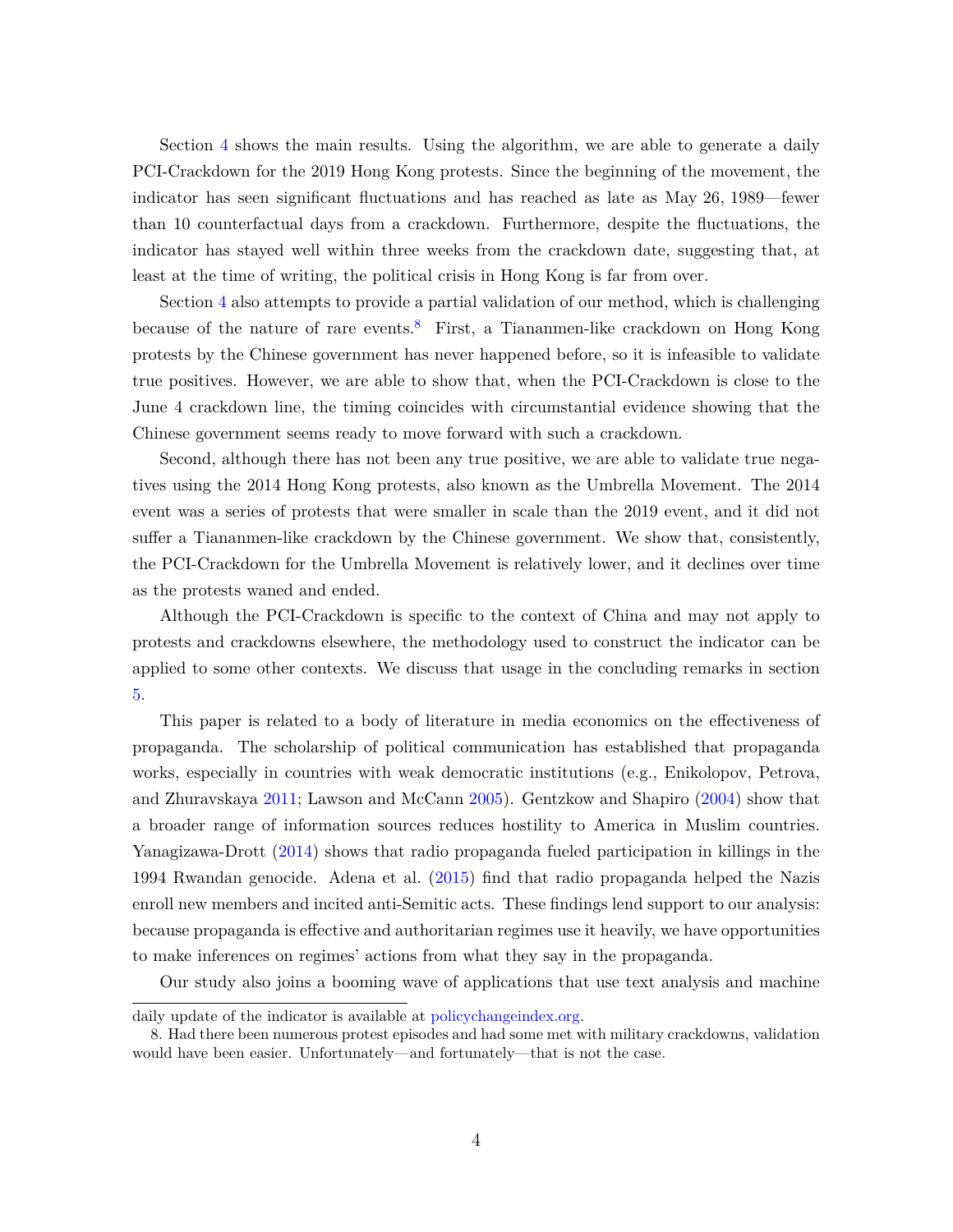Section 4 shows the main results. Using the algorithm, we are able to generate a daily PCI-Crackdown for the 2019 Hong Kong protests. Since the beginning of the movement, the indicator has seen significant fluctuations and has reached as late as May 26, 1989—fewer than 10 counterfactual days from a crackdown. Furthermore, despite the fluctuations, the indicator has stayed well within three weeks from the crackdown date, suggesting that, at least at the time of writing, the political crisis in Hong Kong is far from over.

Section 4 also attempts to provide a partial validation of our method, which is challenging because of the nature of rare events.[8] First, a Tiananmen-like crackdown on Hong Kong protests by the Chinese government has never happened before, so it is infeasible to validate true positives. However, we are able to show that, when the PCI-Crackdown is close to the June 4 crackdown line, the timing coincides with circumstantial evidence showing that the Chinese government seems ready to move forward with such a crackdown.

Second, although there has not been any true positive, we are able to validate true negatives using the 2014 Hong Kong protests, also known as the Umbrella Movement. The 2014 event was a series of protests that were smaller in scale than the 2019 event, and it did not suffer a Tiananmen-like crackdown by the Chinese government. We show that, consistently, the PCI-Crackdown for the Umbrella Movement is relatively lower, and it declines over time as the protests waned and ended.

Although the PCI-Crackdown is specific to the context of China and may not apply to protests and crackdowns elsewhere, the methodology used to construct the indicator can be applied to some other contexts. We discuss that usage in the concluding remarks in section 5.

This paper is related to a body of literature in media economics on the effectiveness of propaganda. The scholarship of political communication has established that propaganda works, especially in countries with weak democratic institutions (e.g., Enikolopov, Petrova, and Zhuravskaya 2011; Lawson and McCann 2005). Gentzkow and Shapiro (2004) show that a broader range of information sources reduces hostility to America in Muslim countries. Yanagizawa-Drott (2014) shows that radio propaganda fueled participation in killings in the 1994 Rwandan genocide. Adena et al. (2015) find that radio propaganda helped the Nazis enroll new members and incited anti-Semitic acts. These findings lend support to our analysis: because propaganda is effective and authoritarian regimes use it heavily, we have opportunities to make inferences on regimes' actions from what they say in the propaganda.

Our study also joins a booming wave of applications that use text analysis and machine

daily update of the indicator is available at policychangeindex.org.

8. Had there been numerous protest episodes and had some met with military crackdowns, validation would have been easier. Unfortunately—and fortunately—that is not the case.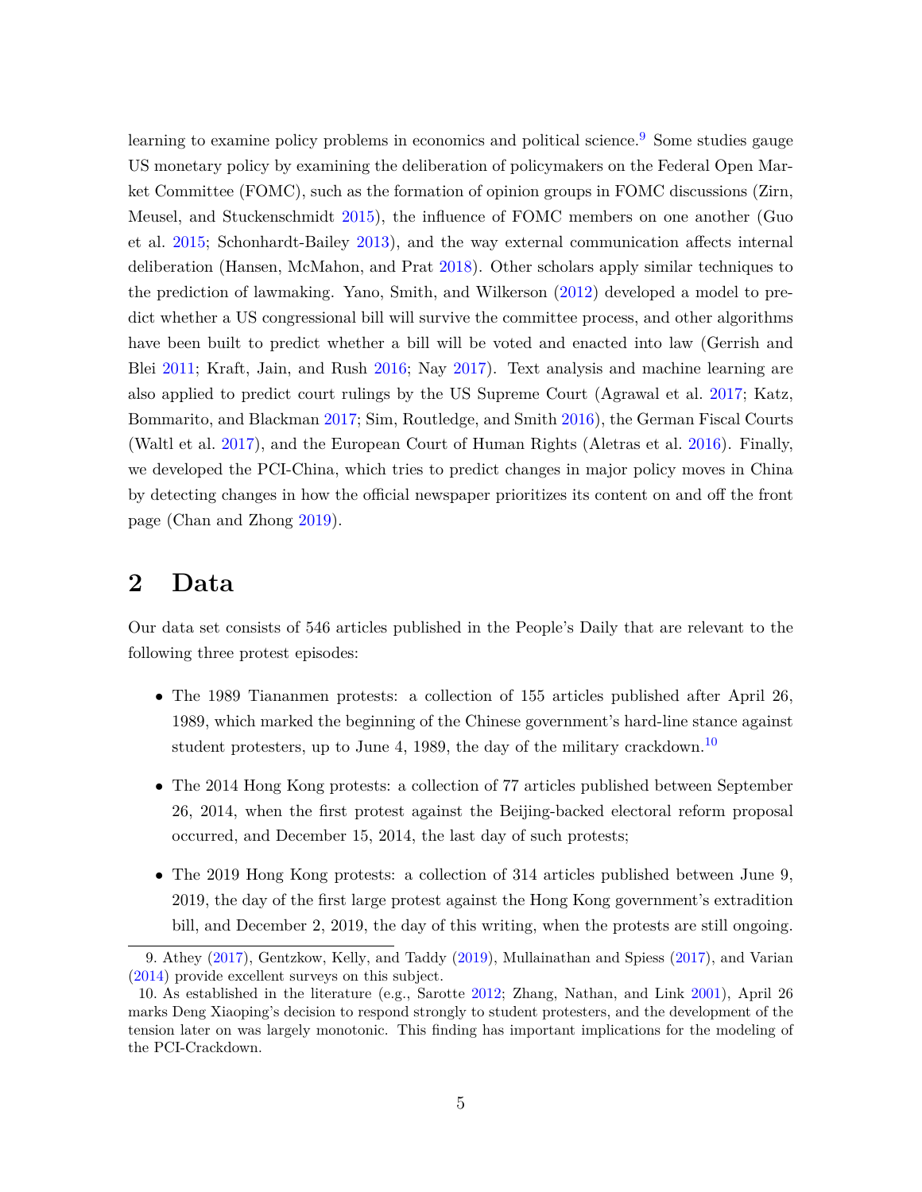learning to examine policy problems in economics and political science.[9] Some studies gauge US monetary policy by examining the deliberation of policymakers on the Federal Open Market Committee (FOMC), such as the formation of opinion groups in FOMC discussions (Zirn, Meusel, and Stuckenschmidt 2015), the influence of FOMC members on one another (Guo et al. 2015; Schonhardt-Bailey 2013), and the way external communication affects internal deliberation (Hansen, McMahon, and Prat 2018). Other scholars apply similar techniques to the prediction of lawmaking. Yano, Smith, and Wilkerson (2012) developed a model to predict whether a US congressional bill will survive the committee process, and other algorithms have been built to predict whether a bill will be voted and enacted into law (Gerrish and Blei 2011; Kraft, Jain, and Rush 2016; Nay 2017). Text analysis and machine learning are also applied to predict court rulings by the US Supreme Court (Agrawal et al. 2017; Katz, Bommarito, and Blackman 2017; Sim, Routledge, and Smith 2016), the German Fiscal Courts (Waltl et al. 2017), and the European Court of Human Rights (Aletras et al. 2016). Finally, we developed the PCI-China, which tries to predict changes in major policy moves in China by detecting changes in how the official newspaper prioritizes its content on and off the front page (Chan and Zhong 2019).

## 2 Data

Our data set consists of 546 articles published in the People's Daily that are relevant to the following three protest episodes:

- The 1989 Tiananmen protests: a collection of 155 articles published after April 26, 1989, which marked the beginning of the Chinese government's hard-line stance against student protesters, up to June 4, 1989, the day of the military crackdown.[10]
- The 2014 Hong Kong protests: a collection of 77 articles published between September 26, 2014, when the first protest against the Beijing-backed electoral reform proposal occurred, and December 15, 2014, the last day of such protests;
- The 2019 Hong Kong protests: a collection of 314 articles published between June 9, 2019, the day of the first large protest against the Hong Kong government's extradition bill, and December 2, 2019, the day of this writing, when the protests are still ongoing.

---

9. Athey (2017), Gentzkow, Kelly, and Taddy (2019), Mullainathan and Spiess (2017), and Varian (2014) provide excellent surveys on this subject.

10. As established in the literature (e.g., Sarotte 2012; Zhang, Nathan, and Link 2001), April 26 marks Deng Xiaoping's decision to respond strongly to student protesters, and the development of the tension later on was largely monotonic. This finding has important implications for the modeling of the PCI-Crackdown.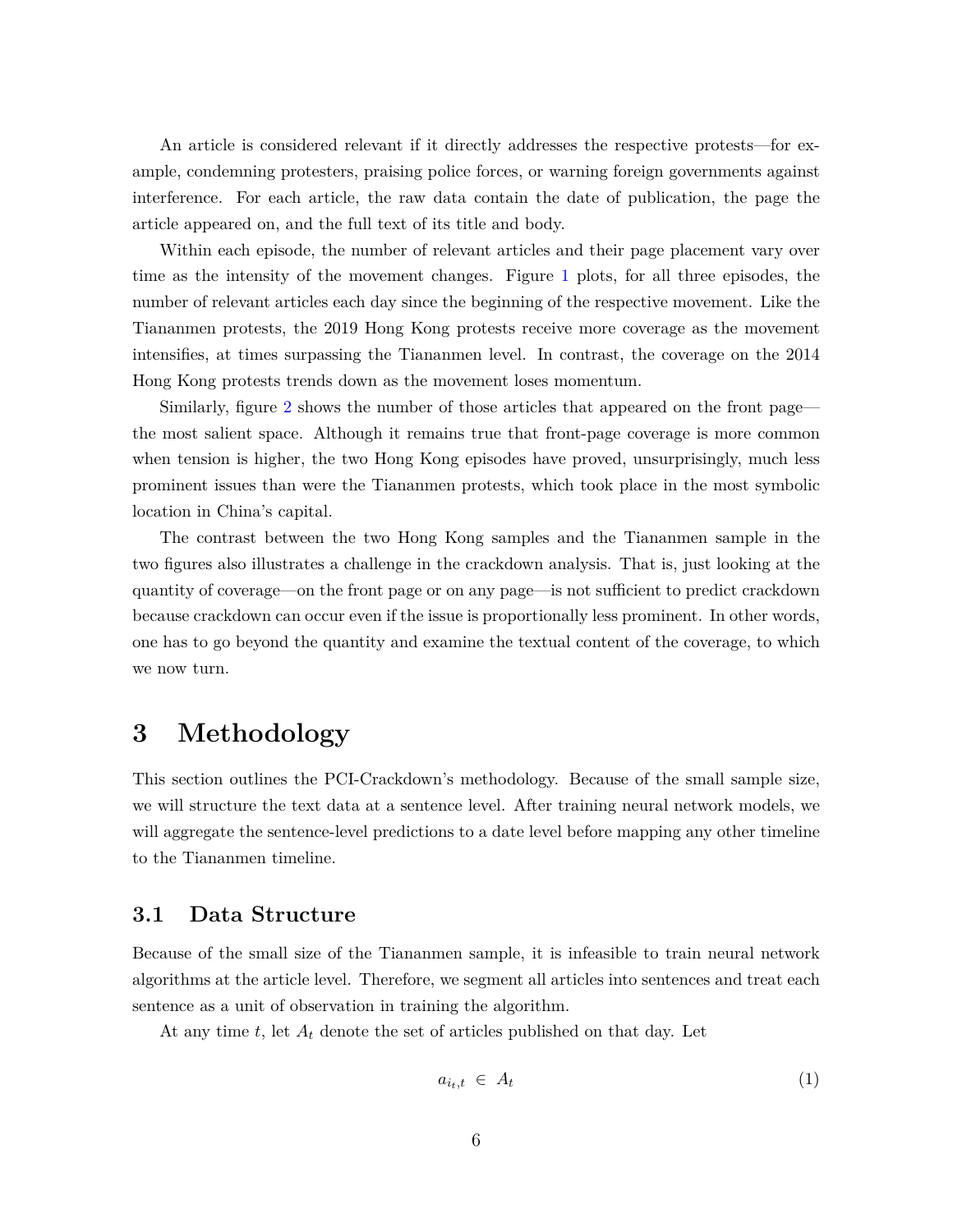An article is considered relevant if it directly addresses the respective protests—for example, condemning protesters, praising police forces, or warning foreign governments against interference. For each article, the raw data contain the date of publication, the page the article appeared on, and the full text of its title and body.

Within each episode, the number of relevant articles and their page placement vary over time as the intensity of the movement changes. Figure 1 plots, for all three episodes, the number of relevant articles each day since the beginning of the respective movement. Like the Tiananmen protests, the 2019 Hong Kong protests receive more coverage as the movement intensifies, at times surpassing the Tiananmen level. In contrast, the coverage on the 2014 Hong Kong protests trends down as the movement loses momentum.

Similarly, figure 2 shows the number of those articles that appeared on the front page—the most salient space. Although it remains true that front-page coverage is more common when tension is higher, the two Hong Kong episodes have proved, unsurprisingly, much less prominent issues than were the Tiananmen protests, which took place in the most symbolic location in China's capital.

The contrast between the two Hong Kong samples and the Tiananmen sample in the two figures also illustrates a challenge in the crackdown analysis. That is, just looking at the quantity of coverage—on the front page or on any page—is not sufficient to predict crackdown because crackdown can occur even if the issue is proportionally less prominent. In other words, one has to go beyond the quantity and examine the textual content of the coverage, to which we now turn.

# 3 Methodology

This section outlines the PCI-Crackdown's methodology. Because of the small sample size, we will structure the text data at a sentence level. After training neural network models, we will aggregate the sentence-level predictions to a date level before mapping any other timeline to the Tiananmen timeline.

## 3.1 Data Structure

Because of the small size of the Tiananmen sample, it is infeasible to train neural network algorithms at the article level. Therefore, we segment all articles into sentences and treat each sentence as a unit of observation in training the algorithm.

At any time $t$, let $A_t$ denote the set of articles published on that day. Let

$$a_{i_t,t} \in A_t \tag{1}$$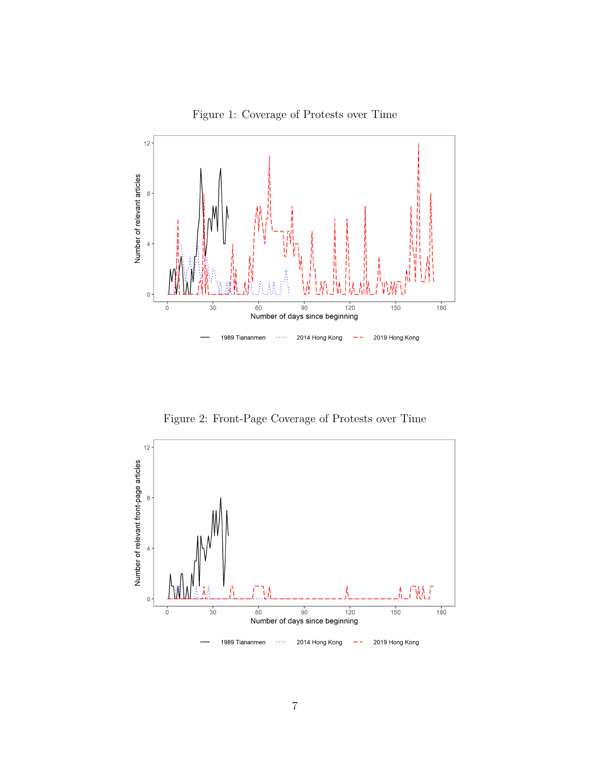Figure 1: Coverage of Protests over Time

Figure 2: Front-Page Coverage of Protests over Time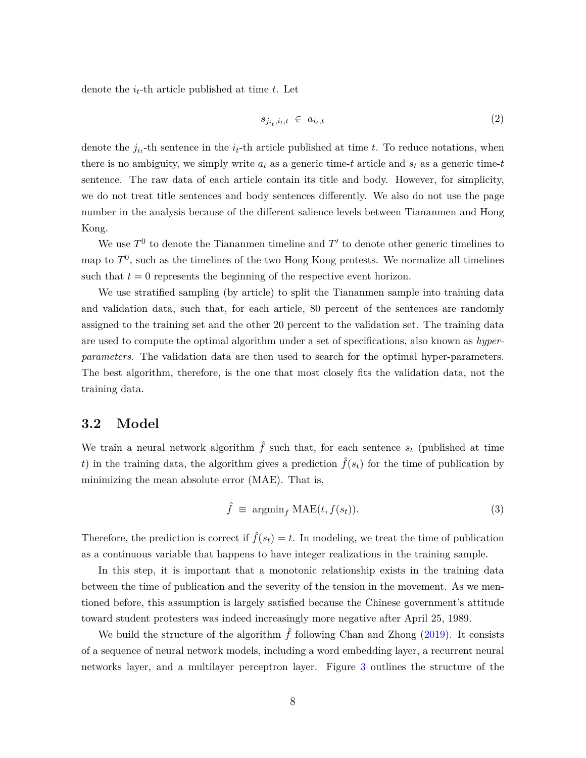denote the $i_t$-th article published at time $t$. Let

$$s_{j_{i_t},i_t,t} \in a_{i_t,t} \tag{2}$$

denote the $j_{i_t}$-th sentence in the $i_t$-th article published at time $t$. To reduce notations, when there is no ambiguity, we simply write $a_t$ as a generic time-$t$ article and $s_t$ as a generic time-$t$ sentence. The raw data of each article contain its title and body. However, for simplicity, we do not treat title sentences and body sentences differently. We also do not use the page number in the analysis because of the different salience levels between Tiananmen and Hong Kong.

We use $T^0$ to denote the Tiananmen timeline and $T'$ to denote other generic timelines to map to $T^0$, such as the timelines of the two Hong Kong protests. We normalize all timelines such that $t = 0$ represents the beginning of the respective event horizon.

We use stratified sampling (by article) to split the Tiananmen sample into training data and validation data, such that, for each article, 80 percent of the sentences are randomly assigned to the training set and the other 20 percent to the validation set. The training data are used to compute the optimal algorithm under a set of specifications, also known as *hyper-parameters*. The validation data are then used to search for the optimal hyper-parameters. The best algorithm, therefore, is the one that most closely fits the validation data, not the training data.

## 3.2 Model

We train a neural network algorithm $\hat{f}$ such that, for each sentence $s_t$ (published at time $t$) in the training data, the algorithm gives a prediction $\hat{f}(s_t)$ for the time of publication by minimizing the mean absolute error (MAE). That is,

$$\hat{f} \equiv \operatorname{argmin}_f \text{MAE}(t, f(s_t)). \tag{3}$$

Therefore, the prediction is correct if $\hat{f}(s_t) = t$. In modeling, we treat the time of publication as a continuous variable that happens to have integer realizations in the training sample.

In this step, it is important that a monotonic relationship exists in the training data between the time of publication and the severity of the tension in the movement. As we mentioned before, this assumption is largely satisfied because the Chinese government's attitude toward student protesters was indeed increasingly more negative after April 25, 1989.

We build the structure of the algorithm $\hat{f}$ following Chan and Zhong (2019). It consists of a sequence of neural network models, including a word embedding layer, a recurrent neural networks layer, and a multilayer perceptron layer. Figure 3 outlines the structure of the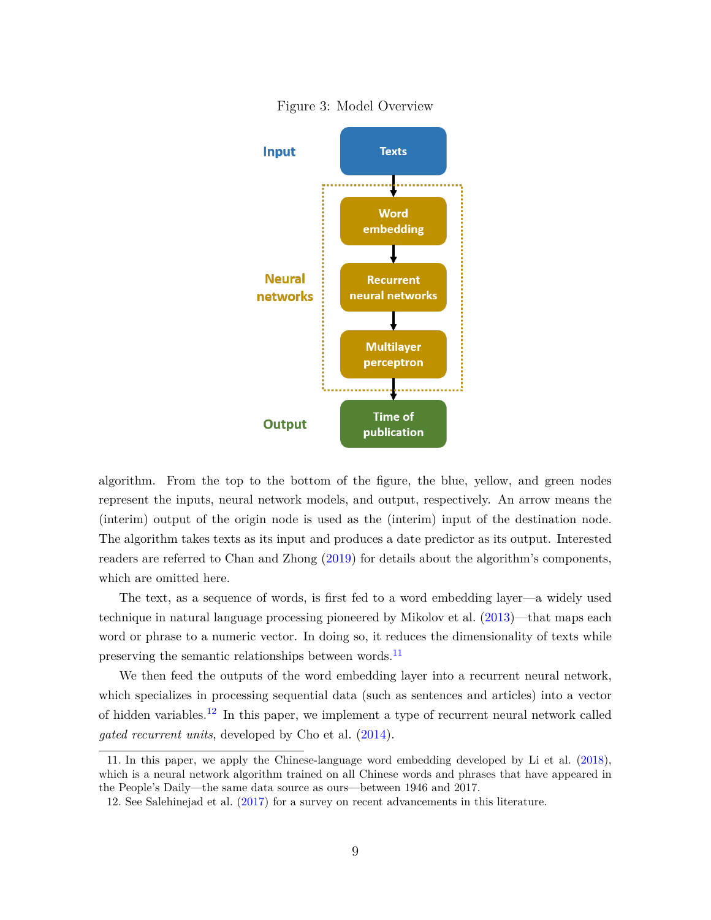Figure 3: Model Overview

algorithm. From the top to the bottom of the figure, the blue, yellow, and green nodes represent the inputs, neural network models, and output, respectively. An arrow means the (interim) output of the origin node is used as the (interim) input of the destination node. The algorithm takes texts as its input and produces a date predictor as its output. Interested readers are referred to Chan and Zhong (2019) for details about the algorithm's components, which are omitted here.

The text, as a sequence of words, is first fed to a word embedding layer—a widely used technique in natural language processing pioneered by Mikolov et al. (2013)—that maps each word or phrase to a numeric vector. In doing so, it reduces the dimensionality of texts while preserving the semantic relationships between words.[11]

We then feed the outputs of the word embedding layer into a recurrent neural network, which specializes in processing sequential data (such as sentences and articles) into a vector of hidden variables.[12] In this paper, we implement a type of recurrent neural network called *gated recurrent units*, developed by Cho et al. (2014).

11. In this paper, we apply the Chinese-language word embedding developed by Li et al. (2018), which is a neural network algorithm trained on all Chinese words and phrases that have appeared in the People's Daily—the same data source as ours—between 1946 and 2017.

12. See Salehinejad et al. (2017) for a survey on recent advancements in this literature.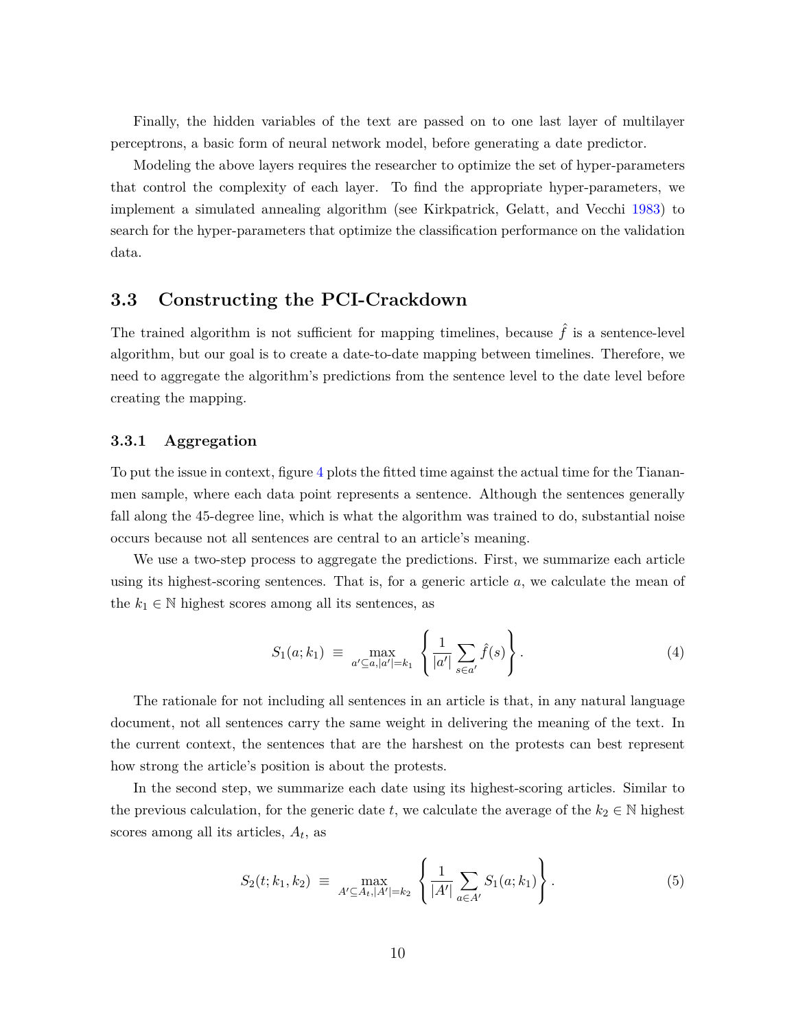Finally, the hidden variables of the text are passed on to one last layer of multilayer perceptrons, a basic form of neural network model, before generating a date predictor.

Modeling the above layers requires the researcher to optimize the set of hyper-parameters that control the complexity of each layer. To find the appropriate hyper-parameters, we implement a simulated annealing algorithm (see Kirkpatrick, Gelatt, and Vecchi 1983) to search for the hyper-parameters that optimize the classification performance on the validation data.

## 3.3 Constructing the PCI-Crackdown

The trained algorithm is not sufficient for mapping timelines, because $\hat{f}$ is a sentence-level algorithm, but our goal is to create a date-to-date mapping between timelines. Therefore, we need to aggregate the algorithm's predictions from the sentence level to the date level before creating the mapping.

### 3.3.1 Aggregation

To put the issue in context, figure 4 plots the fitted time against the actual time for the Tiananmen sample, where each data point represents a sentence. Although the sentences generally fall along the 45-degree line, which is what the algorithm was trained to do, substantial noise occurs because not all sentences are central to an article's meaning.

We use a two-step process to aggregate the predictions. First, we summarize each article using its highest-scoring sentences. That is, for a generic article $a$, we calculate the mean of the $k_1 \in \mathbb{N}$ highest scores among all its sentences, as

$$S_1(a; k_1) \equiv \max_{a' \subseteq a, |a'| = k_1} \left\{ \frac{1}{|a'|} \sum_{s \in a'} \hat{f}(s) \right\}. \tag{4}$$

The rationale for not including all sentences in an article is that, in any natural language document, not all sentences carry the same weight in delivering the meaning of the text. In the current context, the sentences that are the harshest on the protests can best represent how strong the article's position is about the protests.

In the second step, we summarize each date using its highest-scoring articles. Similar to the previous calculation, for the generic date $t$, we calculate the average of the $k_2 \in \mathbb{N}$ highest scores among all its articles, $A_t$, as

$$S_2(t; k_1, k_2) \equiv \max_{A' \subseteq A_t, |A'| = k_2} \left\{ \frac{1}{|A'|} \sum_{a \in A'} S_1(a; k_1) \right\}. \tag{5}$$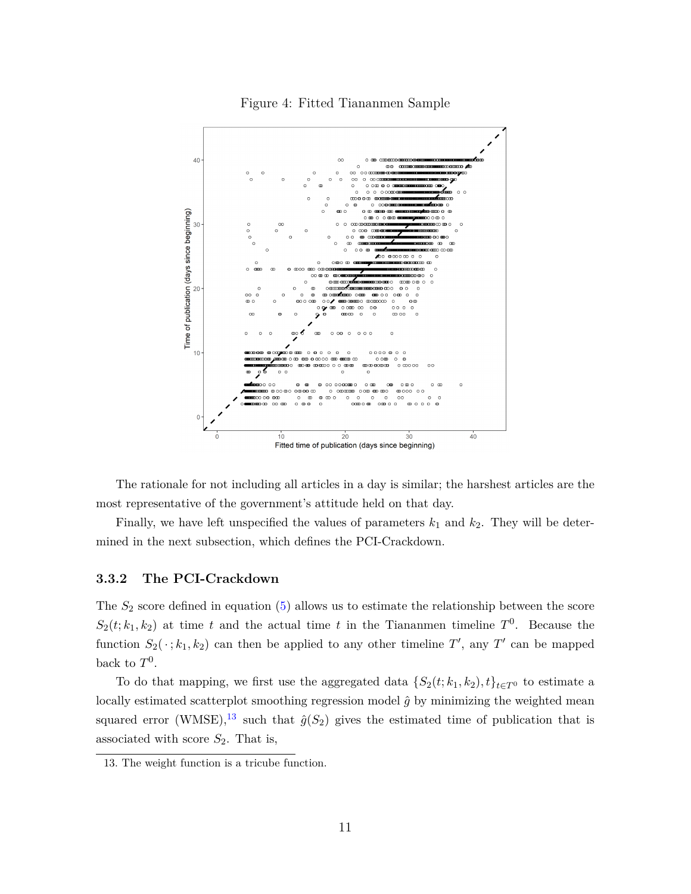Figure 4: Fitted Tiananmen Sample

The rationale for not including all articles in a day is similar; the harshest articles are the most representative of the government's attitude held on that day.

Finally, we have left unspecified the values of parameters $k_1$ and $k_2$. They will be determined in the next subsection, which defines the PCI-Crackdown.

### 3.3.2 The PCI-Crackdown

The $S_2$ score defined in equation (5) allows us to estimate the relationship between the score $S_2(t; k_1, k_2)$ at time $t$ and the actual time $t$ in the Tiananmen timeline $T^0$. Because the function $S_2(\cdot\,; k_1, k_2)$ can then be applied to any other timeline $T'$, any $T'$ can be mapped back to $T^0$.

To do that mapping, we first use the aggregated data $\{S_2(t; k_1, k_2), t\}_{t \in T^0}$ to estimate a locally estimated scatterplot smoothing regression model $\hat{g}$ by minimizing the weighted mean squared error (WMSE),[13] such that $\hat{g}(S_2)$ gives the estimated time of publication that is associated with score $S_2$. That is,

13. The weight function is a tricube function.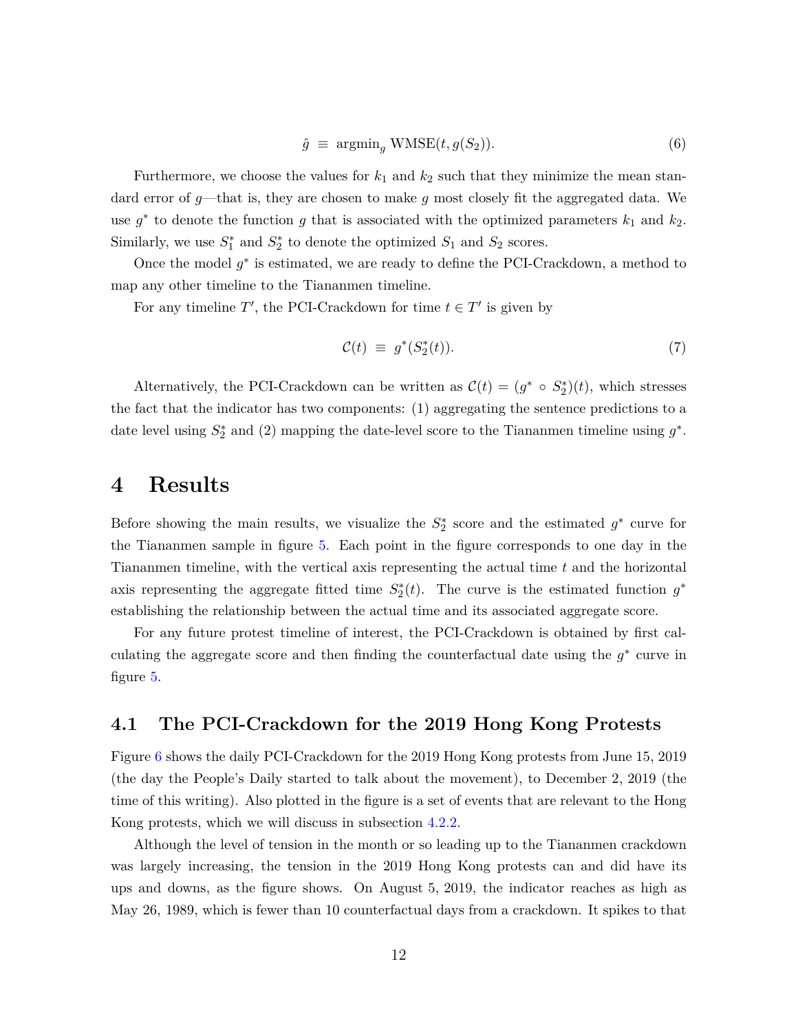$$\hat{g} \;\equiv\; \text{argmin}_g \; \text{WMSE}(t, g(S_2)). \tag{6}$$

Furthermore, we choose the values for $k_1$ and $k_2$ such that they minimize the mean standard error of $g$—that is, they are chosen to make $g$ most closely fit the aggregated data. We use $g^*$ to denote the function $g$ that is associated with the optimized parameters $k_1$ and $k_2$. Similarly, we use $S_1^*$ and $S_2^*$ to denote the optimized $S_1$ and $S_2$ scores.

Once the model $g^*$ is estimated, we are ready to define the PCI-Crackdown, a method to map any other timeline to the Tiananmen timeline.

For any timeline $T'$, the PCI-Crackdown for time $t \in T'$ is given by

$$\mathcal{C}(t) \;\equiv\; g^*(S_2^*(t)). \tag{7}$$

Alternatively, the PCI-Crackdown can be written as $\mathcal{C}(t) = (g^* \circ S_2^*)(t)$, which stresses the fact that the indicator has two components: (1) aggregating the sentence predictions to a date level using $S_2^*$ and (2) mapping the date-level score to the Tiananmen timeline using $g^*$.

# 4 Results

Before showing the main results, we visualize the $S_2^*$ score and the estimated $g^*$ curve for the Tiananmen sample in figure 5. Each point in the figure corresponds to one day in the Tiananmen timeline, with the vertical axis representing the actual time $t$ and the horizontal axis representing the aggregate fitted time $S_2^*(t)$. The curve is the estimated function $g^*$ establishing the relationship between the actual time and its associated aggregate score.

For any future protest timeline of interest, the PCI-Crackdown is obtained by first calculating the aggregate score and then finding the counterfactual date using the $g^*$ curve in figure 5.

## 4.1 The PCI-Crackdown for the 2019 Hong Kong Protests

Figure 6 shows the daily PCI-Crackdown for the 2019 Hong Kong protests from June 15, 2019 (the day the People's Daily started to talk about the movement), to December 2, 2019 (the time of this writing). Also plotted in the figure is a set of events that are relevant to the Hong Kong protests, which we will discuss in subsection 4.2.2.

Although the level of tension in the month or so leading up to the Tiananmen crackdown was largely increasing, the tension in the 2019 Hong Kong protests can and did have its ups and downs, as the figure shows. On August 5, 2019, the indicator reaches as high as May 26, 1989, which is fewer than 10 counterfactual days from a crackdown. It spikes to that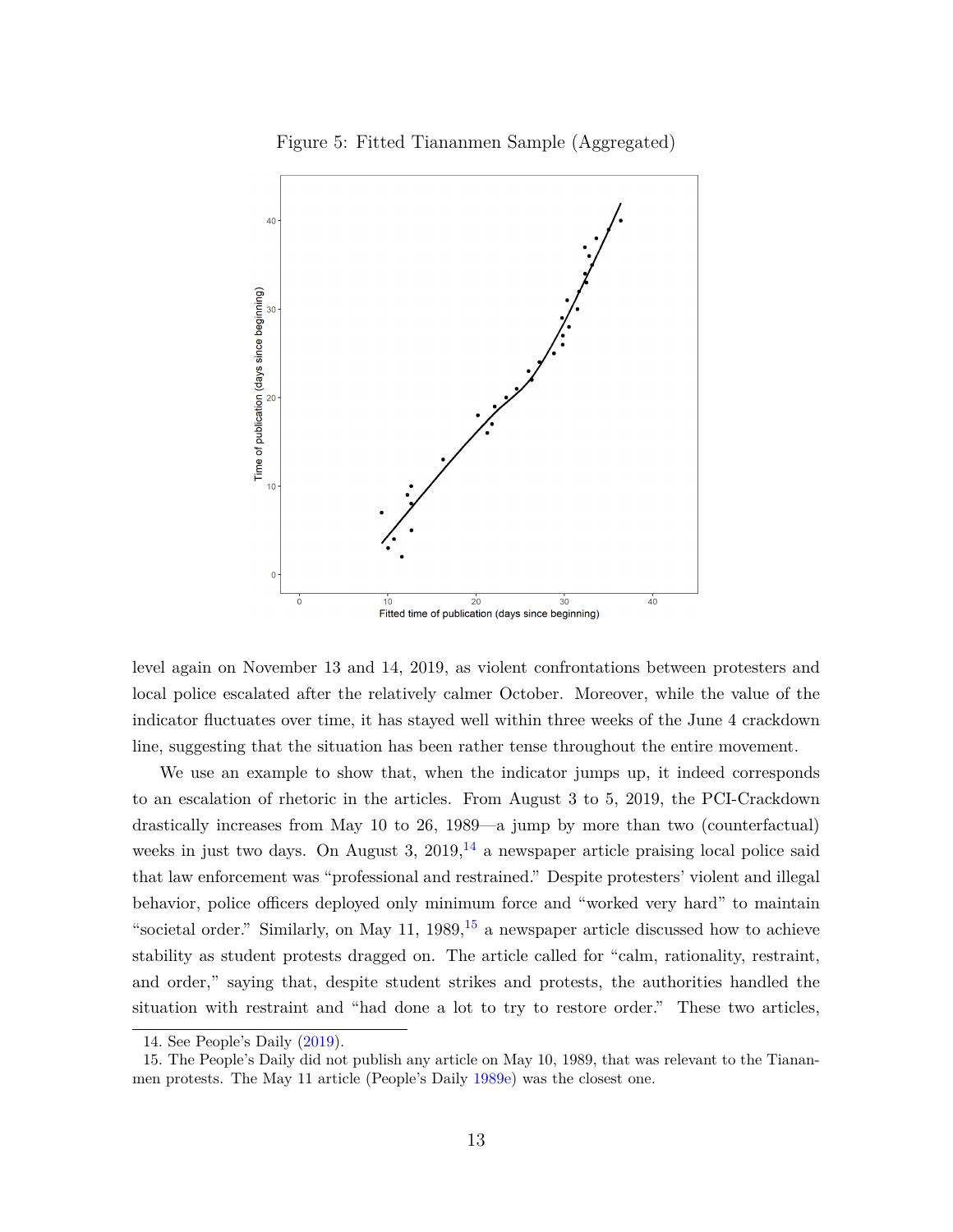Figure 5: Fitted Tiananmen Sample (Aggregated)

level again on November 13 and 14, 2019, as violent confrontations between protesters and local police escalated after the relatively calmer October. Moreover, while the value of the indicator fluctuates over time, it has stayed well within three weeks of the June 4 crackdown line, suggesting that the situation has been rather tense throughout the entire movement.

We use an example to show that, when the indicator jumps up, it indeed corresponds to an escalation of rhetoric in the articles. From August 3 to 5, 2019, the PCI-Crackdown drastically increases from May 10 to 26, 1989—a jump by more than two (counterfactual) weeks in just two days. On August 3, 2019,[14] a newspaper article praising local police said that law enforcement was "professional and restrained." Despite protesters' violent and illegal behavior, police officers deployed only minimum force and "worked very hard" to maintain "societal order." Similarly, on May 11, 1989,[15] a newspaper article discussed how to achieve stability as student protests dragged on. The article called for "calm, rationality, restraint, and order," saying that, despite student strikes and protests, the authorities handled the situation with restraint and "had done a lot to try to restore order." These two articles,

14. See People's Daily (2019).

15. The People's Daily did not publish any article on May 10, 1989, that was relevant to the Tiananmen protests. The May 11 article (People's Daily 1989e) was the closest one.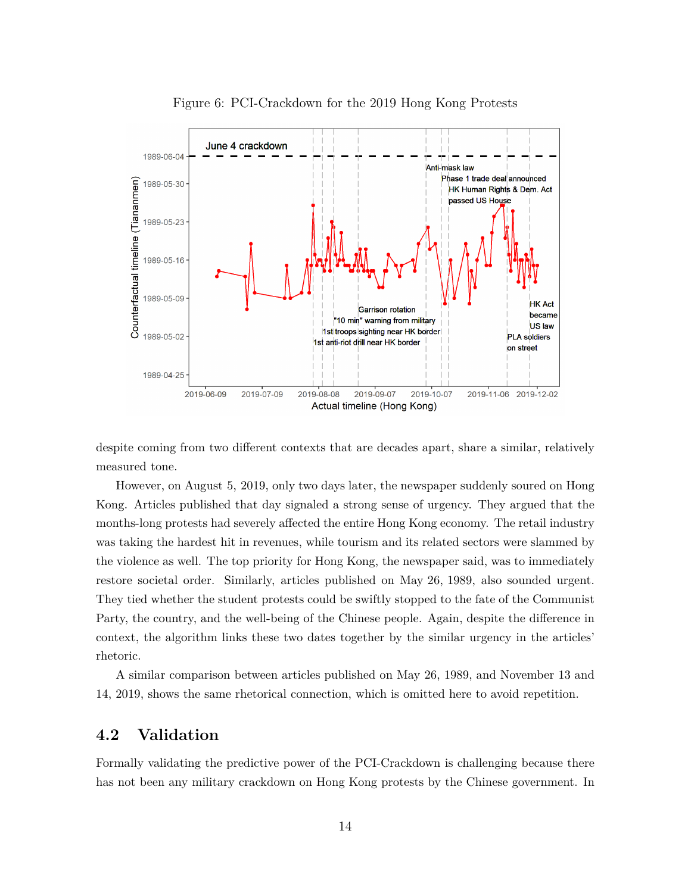Figure 6: PCI-Crackdown for the 2019 Hong Kong Protests

despite coming from two different contexts that are decades apart, share a similar, relatively measured tone.

However, on August 5, 2019, only two days later, the newspaper suddenly soured on Hong Kong. Articles published that day signaled a strong sense of urgency. They argued that the months-long protests had severely affected the entire Hong Kong economy. The retail industry was taking the hardest hit in revenues, while tourism and its related sectors were slammed by the violence as well. The top priority for Hong Kong, the newspaper said, was to immediately restore societal order. Similarly, articles published on May 26, 1989, also sounded urgent. They tied whether the student protests could be swiftly stopped to the fate of the Communist Party, the country, and the well-being of the Chinese people. Again, despite the difference in context, the algorithm links these two dates together by the similar urgency in the articles' rhetoric.

A similar comparison between articles published on May 26, 1989, and November 13 and 14, 2019, shows the same rhetorical connection, which is omitted here to avoid repetition.

## 4.2 Validation

Formally validating the predictive power of the PCI-Crackdown is challenging because there has not been any military crackdown on Hong Kong protests by the Chinese government. In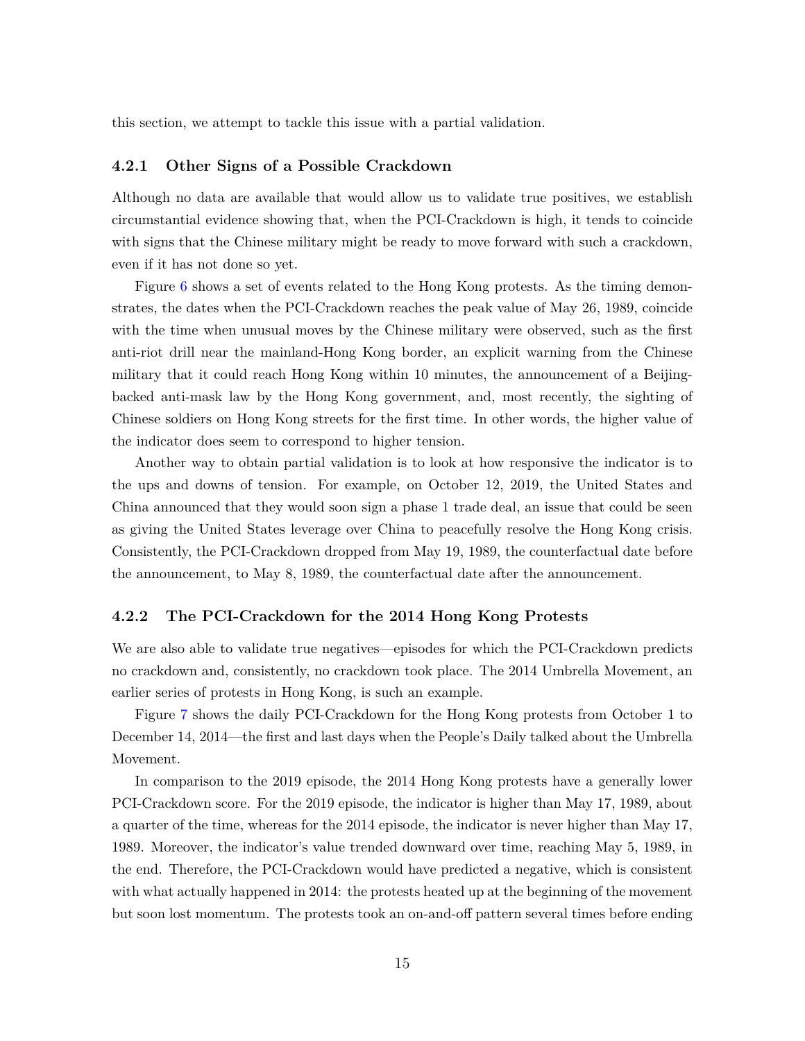this section, we attempt to tackle this issue with a partial validation.

### 4.2.1 Other Signs of a Possible Crackdown

Although no data are available that would allow us to validate true positives, we establish circumstantial evidence showing that, when the PCI-Crackdown is high, it tends to coincide with signs that the Chinese military might be ready to move forward with such a crackdown, even if it has not done so yet.

Figure 6 shows a set of events related to the Hong Kong protests. As the timing demonstrates, the dates when the PCI-Crackdown reaches the peak value of May 26, 1989, coincide with the time when unusual moves by the Chinese military were observed, such as the first anti-riot drill near the mainland-Hong Kong border, an explicit warning from the Chinese military that it could reach Hong Kong within 10 minutes, the announcement of a Beijing-backed anti-mask law by the Hong Kong government, and, most recently, the sighting of Chinese soldiers on Hong Kong streets for the first time. In other words, the higher value of the indicator does seem to correspond to higher tension.

Another way to obtain partial validation is to look at how responsive the indicator is to the ups and downs of tension. For example, on October 12, 2019, the United States and China announced that they would soon sign a phase 1 trade deal, an issue that could be seen as giving the United States leverage over China to peacefully resolve the Hong Kong crisis. Consistently, the PCI-Crackdown dropped from May 19, 1989, the counterfactual date before the announcement, to May 8, 1989, the counterfactual date after the announcement.

### 4.2.2 The PCI-Crackdown for the 2014 Hong Kong Protests

We are also able to validate true negatives—episodes for which the PCI-Crackdown predicts no crackdown and, consistently, no crackdown took place. The 2014 Umbrella Movement, an earlier series of protests in Hong Kong, is such an example.

Figure 7 shows the daily PCI-Crackdown for the Hong Kong protests from October 1 to December 14, 2014—the first and last days when the People's Daily talked about the Umbrella Movement.

In comparison to the 2019 episode, the 2014 Hong Kong protests have a generally lower PCI-Crackdown score. For the 2019 episode, the indicator is higher than May 17, 1989, about a quarter of the time, whereas for the 2014 episode, the indicator is never higher than May 17, 1989. Moreover, the indicator's value trended downward over time, reaching May 5, 1989, in the end. Therefore, the PCI-Crackdown would have predicted a negative, which is consistent with what actually happened in 2014: the protests heated up at the beginning of the movement but soon lost momentum. The protests took an on-and-off pattern several times before ending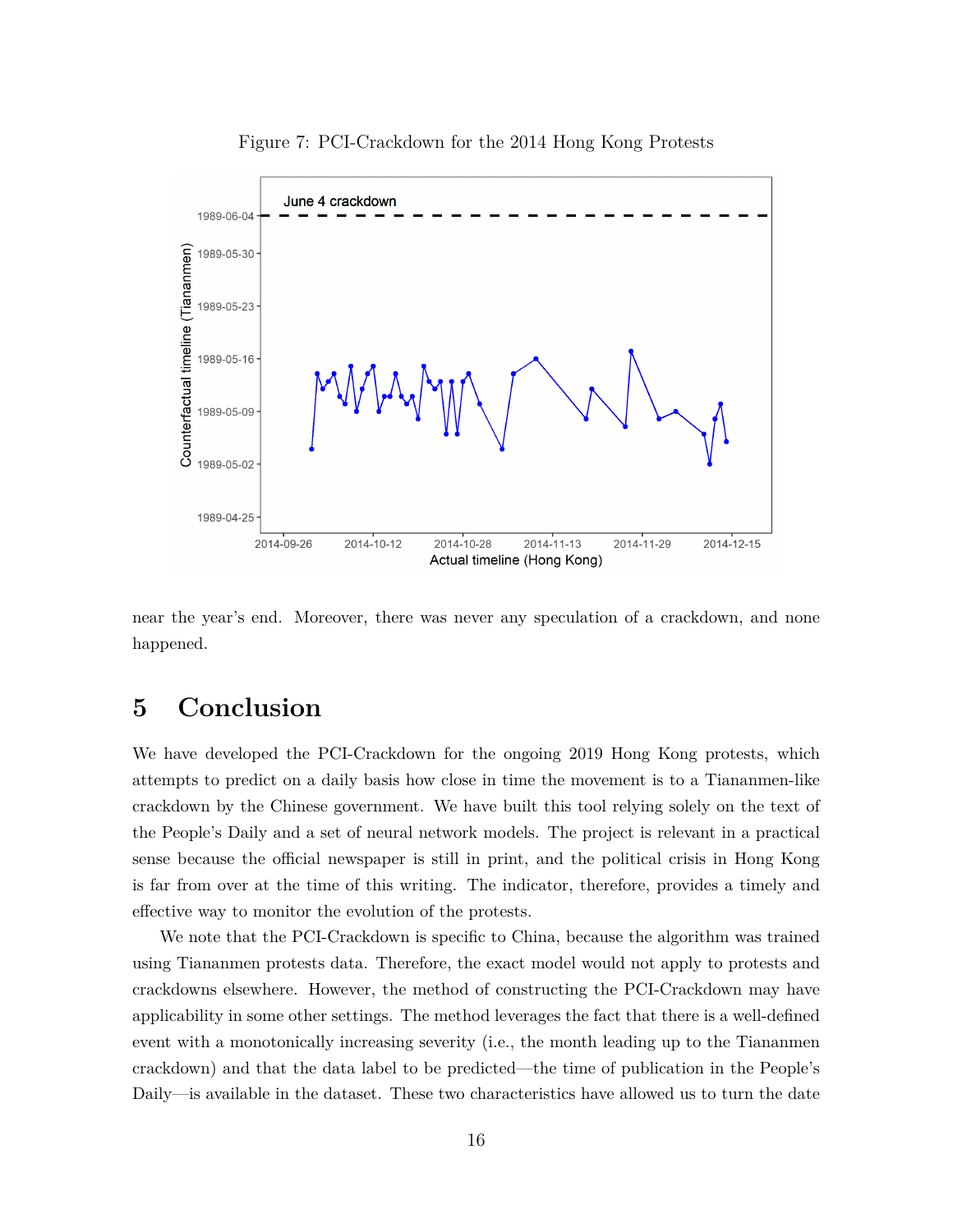Figure 7: PCI-Crackdown for the 2014 Hong Kong Protests

near the year's end. Moreover, there was never any speculation of a crackdown, and none happened.

# 5 Conclusion

We have developed the PCI-Crackdown for the ongoing 2019 Hong Kong protests, which attempts to predict on a daily basis how close in time the movement is to a Tiananmen-like crackdown by the Chinese government. We have built this tool relying solely on the text of the People's Daily and a set of neural network models. The project is relevant in a practical sense because the official newspaper is still in print, and the political crisis in Hong Kong is far from over at the time of this writing. The indicator, therefore, provides a timely and effective way to monitor the evolution of the protests.

We note that the PCI-Crackdown is specific to China, because the algorithm was trained using Tiananmen protests data. Therefore, the exact model would not apply to protests and crackdowns elsewhere. However, the method of constructing the PCI-Crackdown may have applicability in some other settings. The method leverages the fact that there is a well-defined event with a monotonically increasing severity (i.e., the month leading up to the Tiananmen crackdown) and that the data label to be predicted—the time of publication in the People's Daily—is available in the dataset. These two characteristics have allowed us to turn the date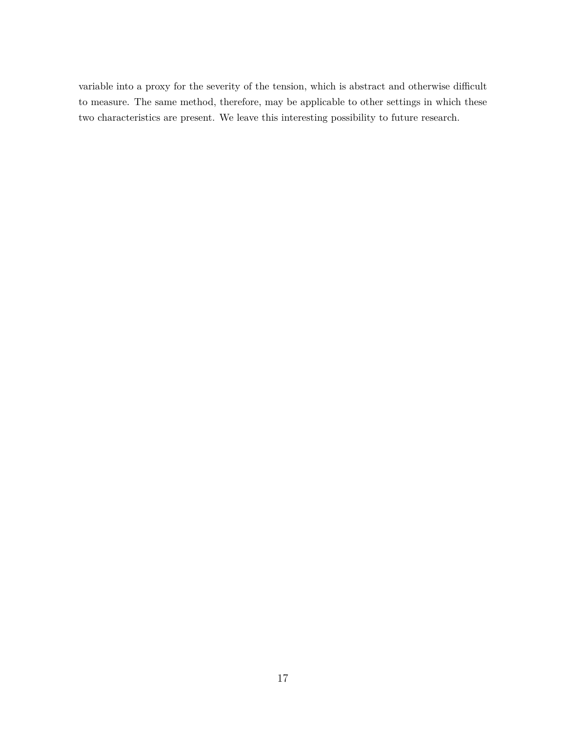variable into a proxy for the severity of the tension, which is abstract and otherwise difficult to measure. The same method, therefore, may be applicable to other settings in which these two characteristics are present. We leave this interesting possibility to future research.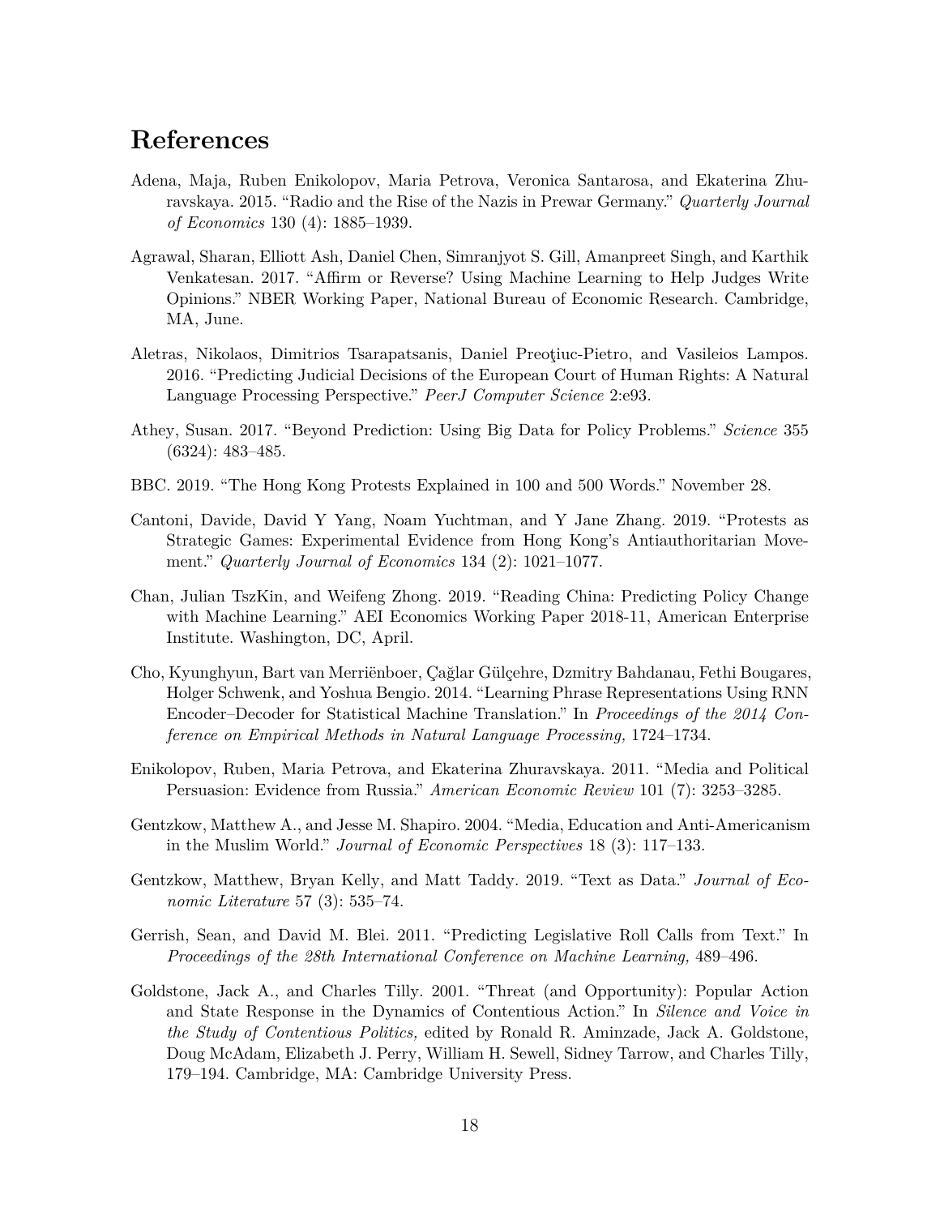# References

Adena, Maja, Ruben Enikolopov, Maria Petrova, Veronica Santarosa, and Ekaterina Zhuravskaya. 2015. "Radio and the Rise of the Nazis in Prewar Germany." *Quarterly Journal of Economics* 130 (4): 1885–1939.

Agrawal, Sharan, Elliott Ash, Daniel Chen, Simranjyot S. Gill, Amanpreet Singh, and Karthik Venkatesan. 2017. "Affirm or Reverse? Using Machine Learning to Help Judges Write Opinions." NBER Working Paper, National Bureau of Economic Research. Cambridge, MA, June.

Aletras, Nikolaos, Dimitrios Tsarapatsanis, Daniel Preoţiuc-Pietro, and Vasileios Lampos. 2016. "Predicting Judicial Decisions of the European Court of Human Rights: A Natural Language Processing Perspective." *PeerJ Computer Science* 2:e93.

Athey, Susan. 2017. "Beyond Prediction: Using Big Data for Policy Problems." *Science* 355 (6324): 483–485.

BBC. 2019. "The Hong Kong Protests Explained in 100 and 500 Words." November 28.

Cantoni, Davide, David Y Yang, Noam Yuchtman, and Y Jane Zhang. 2019. "Protests as Strategic Games: Experimental Evidence from Hong Kong's Antiauthoritarian Movement." *Quarterly Journal of Economics* 134 (2): 1021–1077.

Chan, Julian TszKin, and Weifeng Zhong. 2019. "Reading China: Predicting Policy Change with Machine Learning." AEI Economics Working Paper 2018-11, American Enterprise Institute. Washington, DC, April.

Cho, Kyunghyun, Bart van Merriënboer, Çağlar Gülçehre, Dzmitry Bahdanau, Fethi Bougares, Holger Schwenk, and Yoshua Bengio. 2014. "Learning Phrase Representations Using RNN Encoder–Decoder for Statistical Machine Translation." In *Proceedings of the 2014 Conference on Empirical Methods in Natural Language Processing,* 1724–1734.

Enikolopov, Ruben, Maria Petrova, and Ekaterina Zhuravskaya. 2011. "Media and Political Persuasion: Evidence from Russia." *American Economic Review* 101 (7): 3253–3285.

Gentzkow, Matthew A., and Jesse M. Shapiro. 2004. "Media, Education and Anti-Americanism in the Muslim World." *Journal of Economic Perspectives* 18 (3): 117–133.

Gentzkow, Matthew, Bryan Kelly, and Matt Taddy. 2019. "Text as Data." *Journal of Economic Literature* 57 (3): 535–74.

Gerrish, Sean, and David M. Blei. 2011. "Predicting Legislative Roll Calls from Text." In *Proceedings of the 28th International Conference on Machine Learning,* 489–496.

Goldstone, Jack A., and Charles Tilly. 2001. "Threat (and Opportunity): Popular Action and State Response in the Dynamics of Contentious Action." In *Silence and Voice in the Study of Contentious Politics,* edited by Ronald R. Aminzade, Jack A. Goldstone, Doug McAdam, Elizabeth J. Perry, William H. Sewell, Sidney Tarrow, and Charles Tilly, 179–194. Cambridge, MA: Cambridge University Press.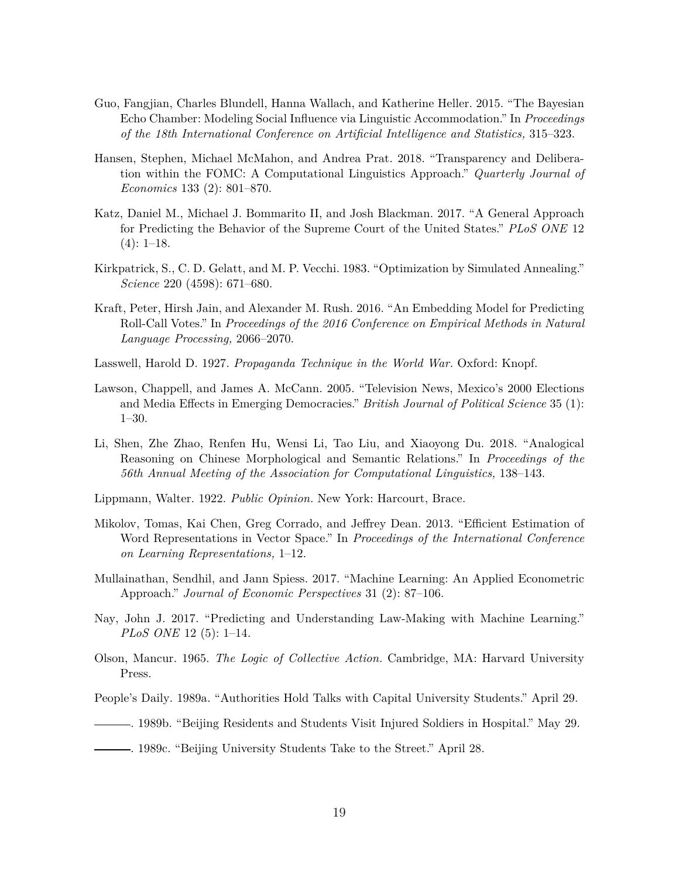Guo, Fangjian, Charles Blundell, Hanna Wallach, and Katherine Heller. 2015. "The Bayesian Echo Chamber: Modeling Social Influence via Linguistic Accommodation." In *Proceedings of the 18th International Conference on Artificial Intelligence and Statistics,* 315–323.

Hansen, Stephen, Michael McMahon, and Andrea Prat. 2018. "Transparency and Deliberation within the FOMC: A Computational Linguistics Approach." *Quarterly Journal of Economics* 133 (2): 801–870.

Katz, Daniel M., Michael J. Bommarito II, and Josh Blackman. 2017. "A General Approach for Predicting the Behavior of the Supreme Court of the United States." *PLoS ONE* 12 (4): 1–18.

Kirkpatrick, S., C. D. Gelatt, and M. P. Vecchi. 1983. "Optimization by Simulated Annealing." *Science* 220 (4598): 671–680.

Kraft, Peter, Hirsh Jain, and Alexander M. Rush. 2016. "An Embedding Model for Predicting Roll-Call Votes." In *Proceedings of the 2016 Conference on Empirical Methods in Natural Language Processing,* 2066–2070.

Lasswell, Harold D. 1927. *Propaganda Technique in the World War.* Oxford: Knopf.

Lawson, Chappell, and James A. McCann. 2005. "Television News, Mexico's 2000 Elections and Media Effects in Emerging Democracies." *British Journal of Political Science* 35 (1): 1–30.

Li, Shen, Zhe Zhao, Renfen Hu, Wensi Li, Tao Liu, and Xiaoyong Du. 2018. "Analogical Reasoning on Chinese Morphological and Semantic Relations." In *Proceedings of the 56th Annual Meeting of the Association for Computational Linguistics,* 138–143.

Lippmann, Walter. 1922. *Public Opinion.* New York: Harcourt, Brace.

Mikolov, Tomas, Kai Chen, Greg Corrado, and Jeffrey Dean. 2013. "Efficient Estimation of Word Representations in Vector Space." In *Proceedings of the International Conference on Learning Representations,* 1–12.

Mullainathan, Sendhil, and Jann Spiess. 2017. "Machine Learning: An Applied Econometric Approach." *Journal of Economic Perspectives* 31 (2): 87–106.

Nay, John J. 2017. "Predicting and Understanding Law-Making with Machine Learning." *PLoS ONE* 12 (5): 1–14.

Olson, Mancur. 1965. *The Logic of Collective Action.* Cambridge, MA: Harvard University Press.

People's Daily. 1989a. "Authorities Hold Talks with Capital University Students." April 29.

———. 1989b. "Beijing Residents and Students Visit Injured Soldiers in Hospital." May 29.

———. 1989c. "Beijing University Students Take to the Street." April 28.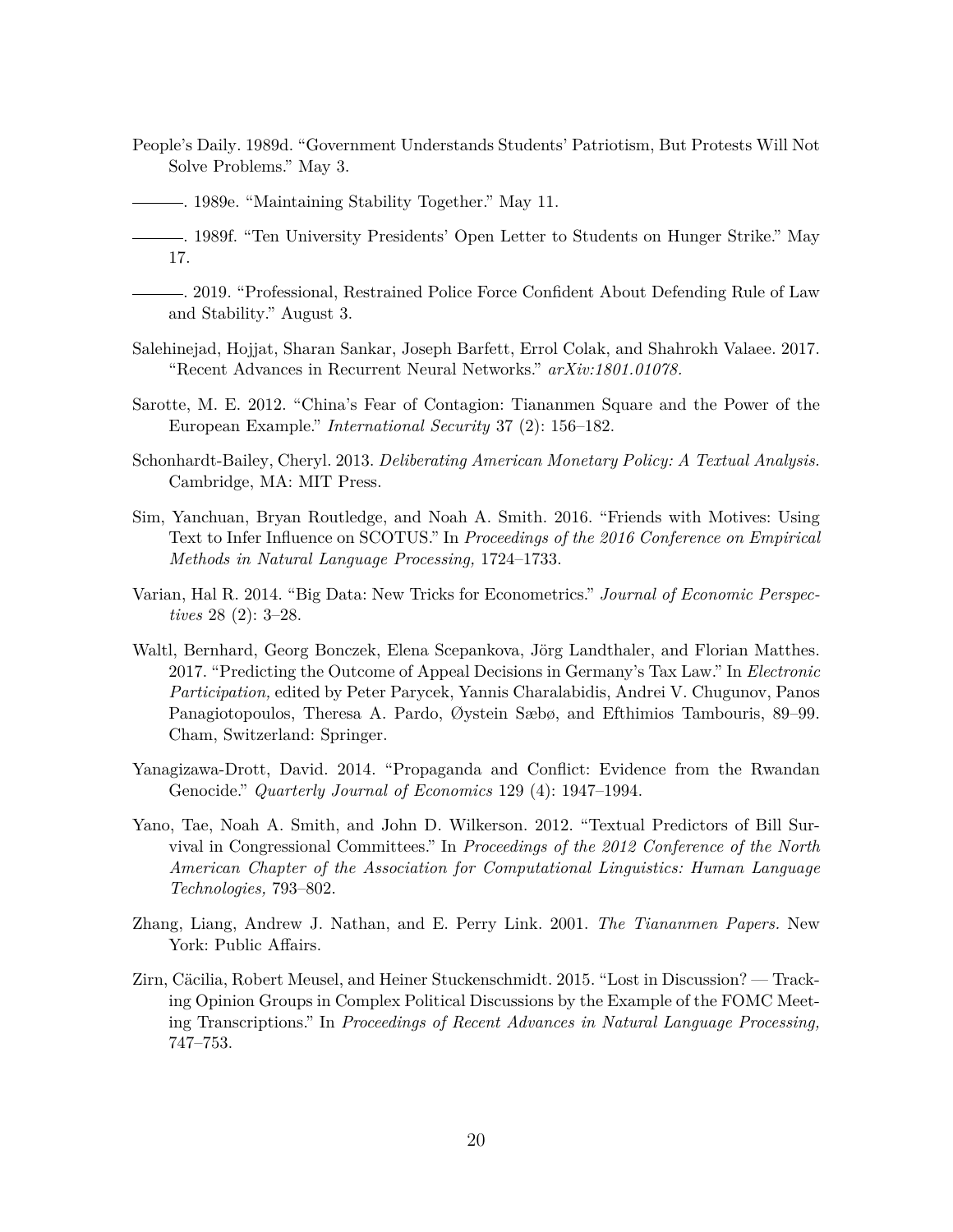People's Daily. 1989d. "Government Understands Students' Patriotism, But Protests Will Not Solve Problems." May 3.

———. 1989e. "Maintaining Stability Together." May 11.

———. 1989f. "Ten University Presidents' Open Letter to Students on Hunger Strike." May 17.

———. 2019. "Professional, Restrained Police Force Confident About Defending Rule of Law and Stability." August 3.

Salehinejad, Hojjat, Sharan Sankar, Joseph Barfett, Errol Colak, and Shahrokh Valaee. 2017. "Recent Advances in Recurrent Neural Networks." *arXiv:1801.01078.*

Sarotte, M. E. 2012. "China's Fear of Contagion: Tiananmen Square and the Power of the European Example." *International Security* 37 (2): 156–182.

Schonhardt-Bailey, Cheryl. 2013. *Deliberating American Monetary Policy: A Textual Analysis.* Cambridge, MA: MIT Press.

Sim, Yanchuan, Bryan Routledge, and Noah A. Smith. 2016. "Friends with Motives: Using Text to Infer Influence on SCOTUS." In *Proceedings of the 2016 Conference on Empirical Methods in Natural Language Processing,* 1724–1733.

Varian, Hal R. 2014. "Big Data: New Tricks for Econometrics." *Journal of Economic Perspectives* 28 (2): 3–28.

Waltl, Bernhard, Georg Bonczek, Elena Scepankova, Jörg Landthaler, and Florian Matthes. 2017. "Predicting the Outcome of Appeal Decisions in Germany's Tax Law." In *Electronic Participation,* edited by Peter Parycek, Yannis Charalabidis, Andrei V. Chugunov, Panos Panagiotopoulos, Theresa A. Pardo, Øystein Sæbø, and Efthimios Tambouris, 89–99. Cham, Switzerland: Springer.

Yanagizawa-Drott, David. 2014. "Propaganda and Conflict: Evidence from the Rwandan Genocide." *Quarterly Journal of Economics* 129 (4): 1947–1994.

Yano, Tae, Noah A. Smith, and John D. Wilkerson. 2012. "Textual Predictors of Bill Survival in Congressional Committees." In *Proceedings of the 2012 Conference of the North American Chapter of the Association for Computational Linguistics: Human Language Technologies,* 793–802.

Zhang, Liang, Andrew J. Nathan, and E. Perry Link. 2001. *The Tiananmen Papers.* New York: Public Affairs.

Zirn, Cäcilia, Robert Meusel, and Heiner Stuckenschmidt. 2015. "Lost in Discussion? — Tracking Opinion Groups in Complex Political Discussions by the Example of the FOMC Meeting Transcriptions." In *Proceedings of Recent Advances in Natural Language Processing,* 747–753.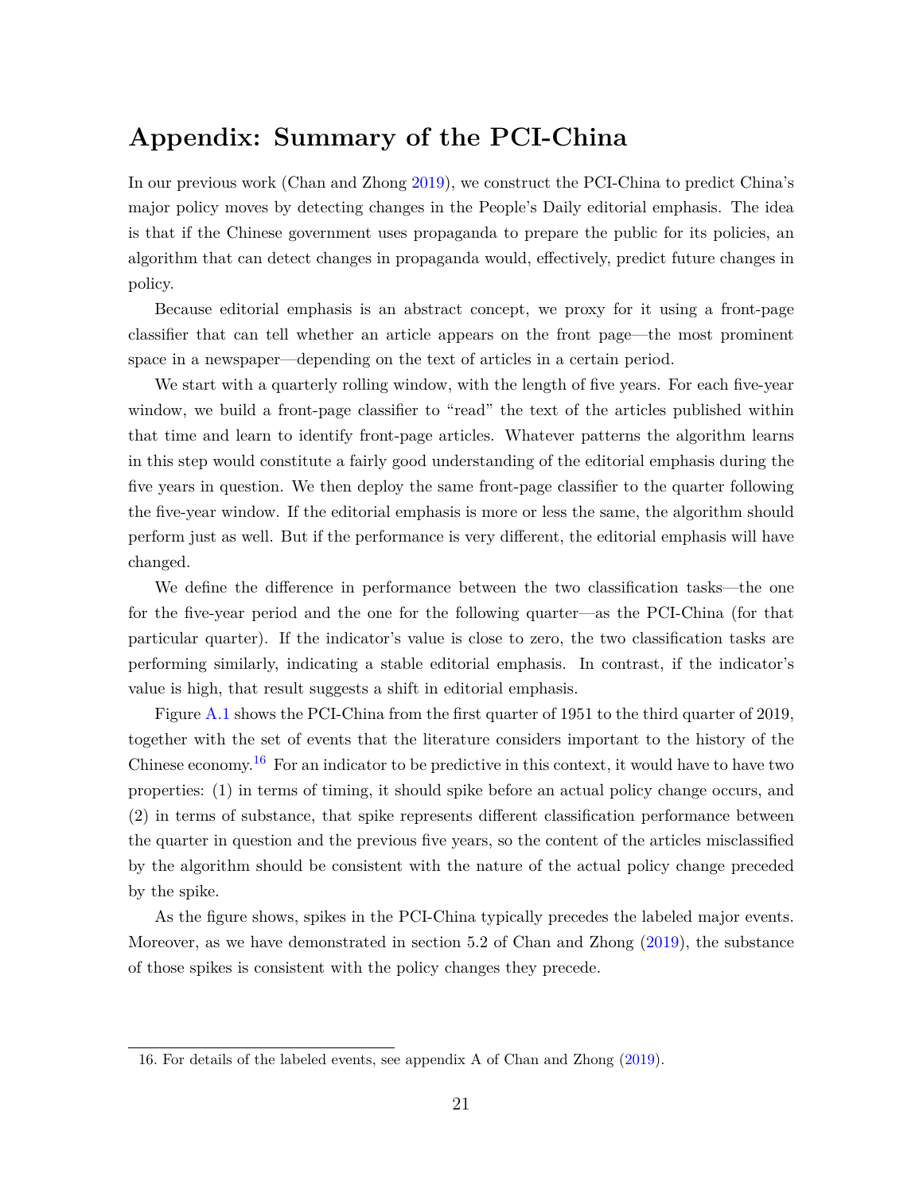# Appendix: Summary of the PCI-China

In our previous work (Chan and Zhong 2019), we construct the PCI-China to predict China's major policy moves by detecting changes in the People's Daily editorial emphasis. The idea is that if the Chinese government uses propaganda to prepare the public for its policies, an algorithm that can detect changes in propaganda would, effectively, predict future changes in policy.

Because editorial emphasis is an abstract concept, we proxy for it using a front-page classifier that can tell whether an article appears on the front page—the most prominent space in a newspaper—depending on the text of articles in a certain period.

We start with a quarterly rolling window, with the length of five years. For each five-year window, we build a front-page classifier to "read" the text of the articles published within that time and learn to identify front-page articles. Whatever patterns the algorithm learns in this step would constitute a fairly good understanding of the editorial emphasis during the five years in question. We then deploy the same front-page classifier to the quarter following the five-year window. If the editorial emphasis is more or less the same, the algorithm should perform just as well. But if the performance is very different, the editorial emphasis will have changed.

We define the difference in performance between the two classification tasks—the one for the five-year period and the one for the following quarter—as the PCI-China (for that particular quarter). If the indicator's value is close to zero, the two classification tasks are performing similarly, indicating a stable editorial emphasis. In contrast, if the indicator's value is high, that result suggests a shift in editorial emphasis.

Figure A.1 shows the PCI-China from the first quarter of 1951 to the third quarter of 2019, together with the set of events that the literature considers important to the history of the Chinese economy.[16] For an indicator to be predictive in this context, it would have to have two properties: (1) in terms of timing, it should spike before an actual policy change occurs, and (2) in terms of substance, that spike represents different classification performance between the quarter in question and the previous five years, so the content of the articles misclassified by the algorithm should be consistent with the nature of the actual policy change preceded by the spike.

As the figure shows, spikes in the PCI-China typically precedes the labeled major events. Moreover, as we have demonstrated in section 5.2 of Chan and Zhong (2019), the substance of those spikes is consistent with the policy changes they precede.

16. For details of the labeled events, see appendix A of Chan and Zhong (2019).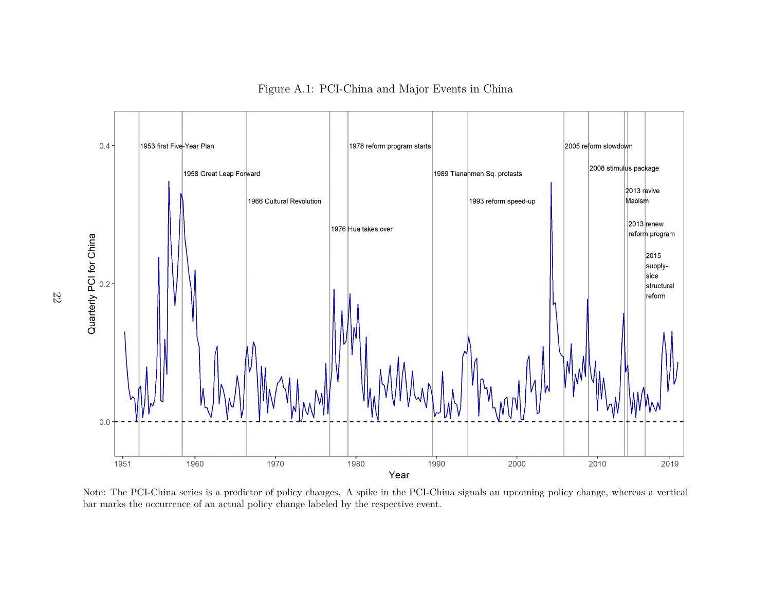Figure A.1: PCI-China and Major Events in China

1953 first Five-Year Plan
1958 Great Leap Forward
1966 Cultural Revolution
1976 Hua takes over
1978 reform program starts
1989 Tiananmen Sq. protests
1993 reform speed-up
2005 reform slowdown
2008 stimulus package
2013 revive Maoism
2013 renew reform program
2015 supply-side structural reform

Quarterly PCI for China
0.4
0.2
0.0

Year
1951 1960 1970 1980 1990 2000 2010 2019

Note: The PCI-China series is a predictor of policy changes. A spike in the PCI-China signals an upcoming policy change, whereas a vertical bar marks the occurrence of an actual policy change labeled by the respective event.